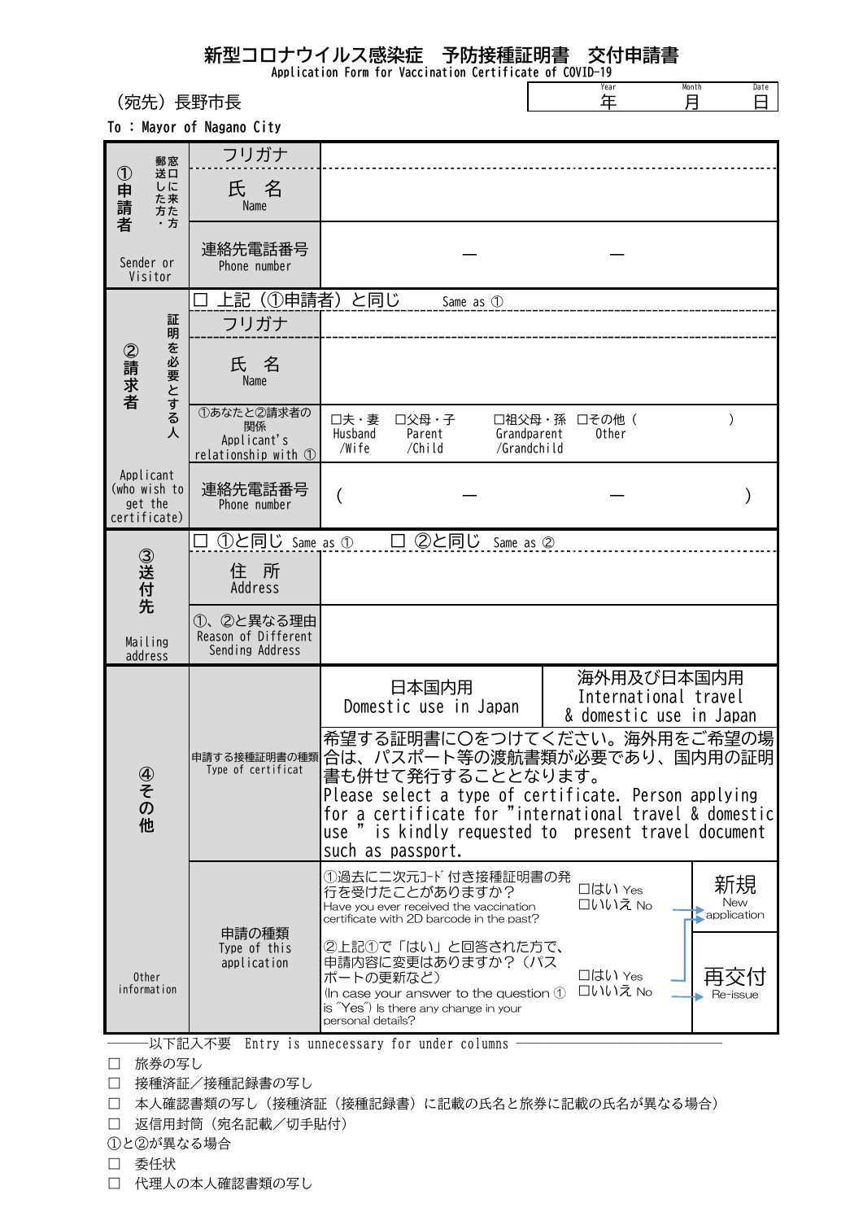# 新型コロナウイルス感染症　予防接種証明書　交付申請書

Application Form for Vaccination Certificate of COVID-19

（宛先）長野市長

To : Mayor of Nagano City

| Year | Month | Date |
|---|---|---|
| 年 | 月 | 日 |

| | | |
|---|---|---|
| ①申請者 郵送した方・窓口に来た方 Sender or Visitor | フリガナ | |
| | 氏　名 Name | |
| | 連絡先電話番号 Phone number | ー　ー |
| ②請求者 証明を必要とする人 Applicant (who wish to get the certificate) | □ 上記（①申請者）と同じ　Same as ① | |
| | フリガナ | |
| | 氏　名 Name | |
| | ①あなたと②請求者の関係 Applicant's relationship with ① | □夫・妻 Husband /Wife　□父母・子 Parent /Child　□祖父母・孫 Grandparent /Grandchild　□その他（　　） Other |
| | 連絡先電話番号 Phone number | （　ー　ー　） |
| ③送付先 Mailing address | □ ①と同じ Same as ①　□ ②と同じ Same as ② | |
| | 住　所 Address | |
| | ①、②と異なる理由 Reason of Different Sending Address | |
| ④その他 Other information | 申請する接種証明書の種類 Type of certificat | 日本国内用 Domestic use in Japan ／ 海外用及び日本国内用 International travel & domestic use in Japan<br>希望する証明書に〇をつけてください。海外用をご希望の場合は、パスポート等の渡航書類が必要であり、国内用の証明書も併せて発行することとなります。<br>Please select a type of certificate. Person applying for a certificate for "international travel & domestic use " is kindly requested to present travel document such as passport. |
| | 申請の種類 Type of this application | ①過去に二次元ｺｰﾄﾞ付き接種証明書の発行を受けたことがありますか？ Have you ever received the vaccination certificate with 2D barcode in the past?　□はい Yes　□いいえ No → 新規 New application<br>②上記①で「はい」と回答された方で、申請内容に変更はありますか？（パスポートの更新など） (In case your answer to the question ① is "Yes") Is there any change in your personal details?　□はい Yes　□いいえ No → 再交付 Re-issue |

以下記入不要　Entry is unnecessary for under columns

□　旅券の写し

□　接種済証／接種記録書の写し

□　本人確認書類の写し（接種済証（接種記録書）に記載の氏名と旅券に記載の氏名が異なる場合）

□　返信用封筒（宛名記載／切手貼付）

①と②が異なる場合

□　委任状

□　代理人の本人確認書類の写し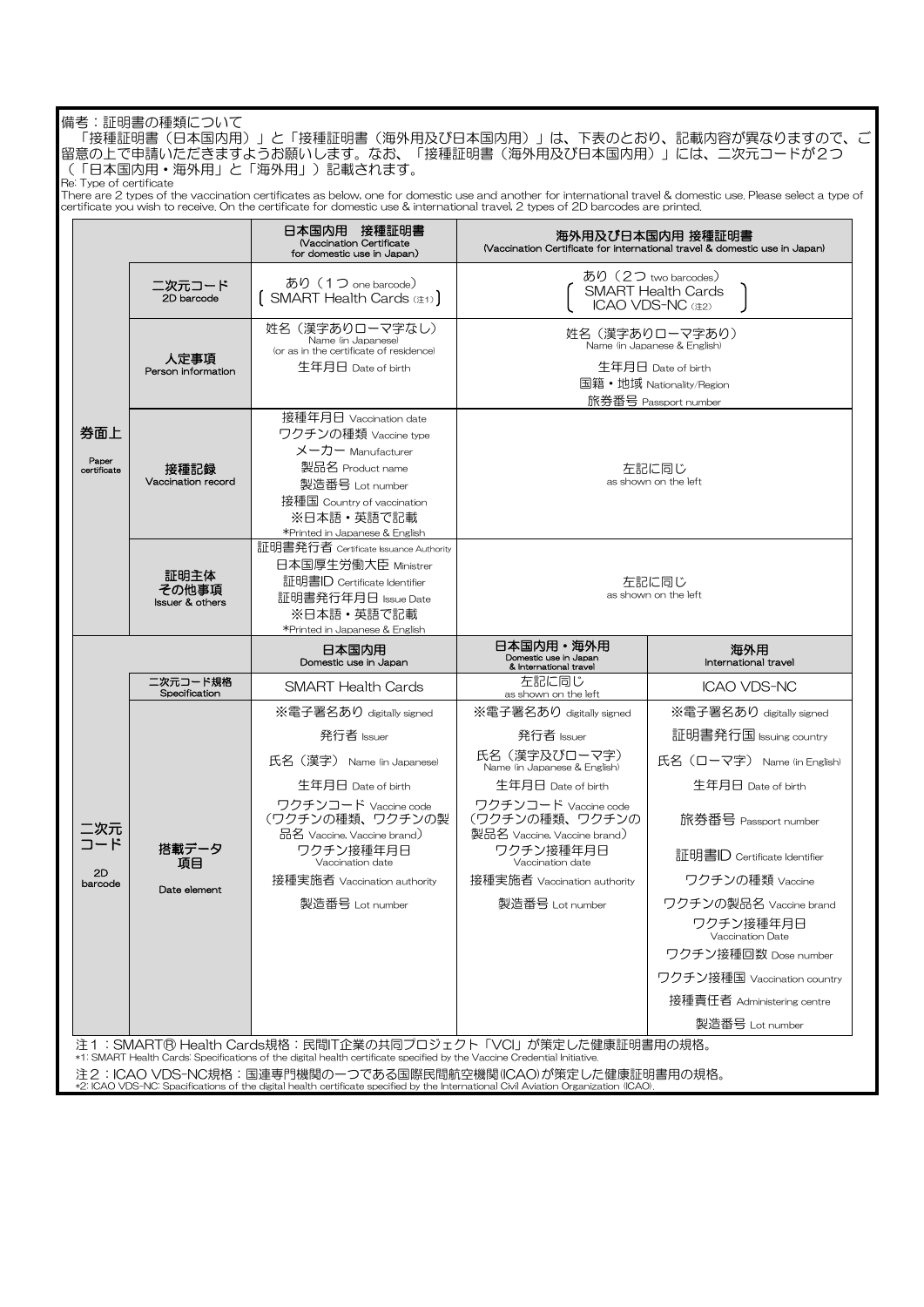備考：証明書の種類について
「接種証明書（日本国内用）」と「接種証明書（海外用及び日本国内用）」は、下表のとおり、記載内容が異なりますので、ご留意の上で申請いただきますようお願いします。なお、「接種証明書（海外用及び日本国内用）」には、二次元コードが2つ（「日本国内用・海外用」と「海外用」）記載されます。
Re: Type of certificate
There are 2 types of the vaccination certificates as below, one for domestic use and another for international travel & domestic use. Please select a type of certificate you wish to receive. On the certificate for domestic use & international travel, 2 types of 2D barcodes are printed.

| | | 日本国内用　接種証明書 (Vaccination Certificate for domestic use in Japan) | 海外用及び日本国内用 接種証明書 (Vaccination Certificate for international travel & domestic use in Japan) | |
|---|---|---|---|---|
| 券面上 Paper certificate | 二次元コード 2D barcode | あり（1つ one barcode） SMART Health Cards（注1） | あり（2つ two barcodes） SMART Health Cards ICAO VDS-NC（注2） | |
| | 人定事項 Person information | 姓名（漢字ありローマ字なし） Name (in Japanese) (or as in the certificate of residence)<br>生年月日 Date of birth | 姓名（漢字ありローマ字あり） Name (in Japanese & English)<br>生年月日 Date of birth<br>国籍・地域 Nationality/Region<br>旅券番号 Passport number | |
| | 接種記録 Vaccination record | 接種年月日 Vaccination date<br>ワクチンの種類 Vaccine type<br>メーカー Manufacturer<br>製品名 Product name<br>製造番号 Lot number<br>接種国 Country of vaccination<br>※日本語・英語で記載 *Printed in Japanese & English | 左記に同じ as shown on the left | |
| | 証明主体 その他事項 Issuer & others | 証明書発行者 Certificate Issuance Authority<br>日本国厚生労働大臣 Ministrer<br>証明書ID Certificate Identifier<br>証明書発行年月日 Issue Date<br>※日本語・英語で記載 *Printed in Japanese & English | 左記に同じ as shown on the left | |
| 二次元コード 2D barcode | | 日本国内用 Domestic use in Japan | 日本国内用・海外用 Domestic use in Japan & International travel | 海外用 International travel |
| | 二次元コード規格 Specification | SMART Health Cards | 左記に同じ as shown on the left | ICAO VDS-NC |
| | 搭載データ項目 Date element | ※電子署名あり digitally signed<br>発行者 Issuer<br>氏名（漢字） Name (in Japanese)<br>生年月日 Date of birth<br>ワクチンコード Vaccine code（ワクチンの種類、ワクチンの製品名 Vaccine, Vaccine brand）<br>ワクチン接種年月日 Vaccination date<br>接種実施者 Vaccination authority<br>製造番号 Lot number | ※電子署名あり digitally signed<br>発行者 Issuer<br>氏名（漢字及びローマ字） Name (in Japanese & English)<br>生年月日 Date of birth<br>ワクチンコード Vaccine code（ワクチンの種類、ワクチンの製品名 Vaccine, Vaccine brand）<br>ワクチン接種年月日 Vaccination date<br>接種実施者 Vaccination authority<br>製造番号 Lot number | ※電子署名あり digitally signed<br>証明書発行国 Issuing country<br>氏名（ローマ字） Name (in English)<br>生年月日 Date of birth<br>旅券番号 Passport number<br>証明書ID Certificate Identifier<br>ワクチンの種類 Vaccine<br>ワクチンの製品名 Vaccine brand<br>ワクチン接種年月日 Vaccination Date<br>ワクチン接種回数 Dose number<br>ワクチン接種国 Vaccination country<br>接種責任者 Administering centre<br>製造番号 Lot number |

注1：SMART® Health Cards規格：民間IT企業の共同プロジェクト「VCI」が策定した健康証明書用の規格。
*1: SMART Health Cards: Specifications of the digital health certificate specified by the Vaccine Credential Initiative.

注2：ICAO VDS-NC規格：国連専門機関の一つである国際民間航空機関(ICAO)が策定した健康証明書用の規格。
*2: ICAO VDS-NC: Spacifications of the digital health certificate specified by the International Civil Aviation Organization (ICAO).